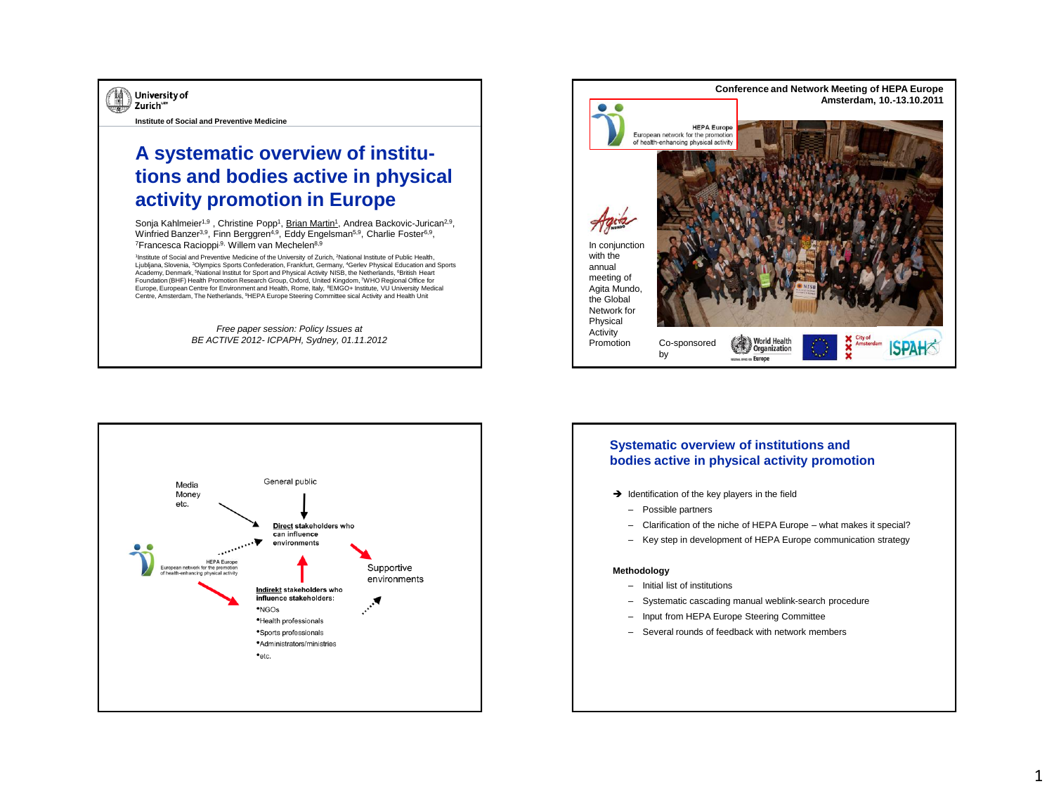University of Zurich

**Institute of Social and Preventive Medicine**

# A systematic overview of institutions and bodies active in physical activity promotion in Europe

Sonja Kahlmeier[1,9], Christine Popp[1], Brian Martin[1], Andrea Backovic-Jurican[2,9], Winfried Banzer[3,9], Finn Berggren[4,9], Eddy Engelsman[5,9], Charlie Foster[6,9], Francesca Racioppi[7,9], Willem van Mechelen[8,9]

[1]Institute of Social and Preventive Medicine of the University of Zurich, [2]National Institute of Public Health, Ljubljana, Slovenia, [3]Olympics Sports Confederation, Frankfurt, Germany, [4]Gerlev Physical Education and Sports Academy, Denmark, [5]National Institut for Sport and Physical Activity NISB, the Netherlands, [6]British Heart Foundation (BHF) Health Promotion Research Group, Oxford, United Kingdom, [7]WHO Regional Office for Europe, European Centre for Environment and Health, Rome, Italy, [8]EMGO+ Institute, VU University Medical Centre, Amsterdam, The Netherlands, [9]HEPA Europe Steering Committee sical Activity and Health Unit

*Free paper session: Policy Issues at BE ACTIVE 2012- ICPAPH, Sydney, 01.11.2012*

---

**Conference and Network Meeting of HEPA Europe**
**Amsterdam, 10.-13.10.2011**

HEPA Europe
European network for the promotion of health-enhancing physical activity

In conjunction with the annual meeting of Agita Mundo, the Global Network for Physical Activity Promotion

Co-sponsored by World Health Organization Europe, City of Amsterdam, ISPAH

---

Media
Money
etc.

General public

**Direct** stakeholders who can influence environments

HEPA Europe
European network for the promotion of health-enhancing physical activity

Supportive environments

**Indirekt** stakeholders who influence stakeholders:
- NGOs
- Health professionals
- Sports professionals
- Administrators/ministries
- etc.

---

## Systematic overview of institutions and bodies active in physical activity promotion

➔ Identification of the key players in the field
- Possible partners
- Clarification of the niche of HEPA Europe – what makes it special?
- Key step in development of HEPA Europe communication strategy

**Methodology**
- Initial list of institutions
- Systematic cascading manual weblink-search procedure
- Input from HEPA Europe Steering Committee
- Several rounds of feedback with network members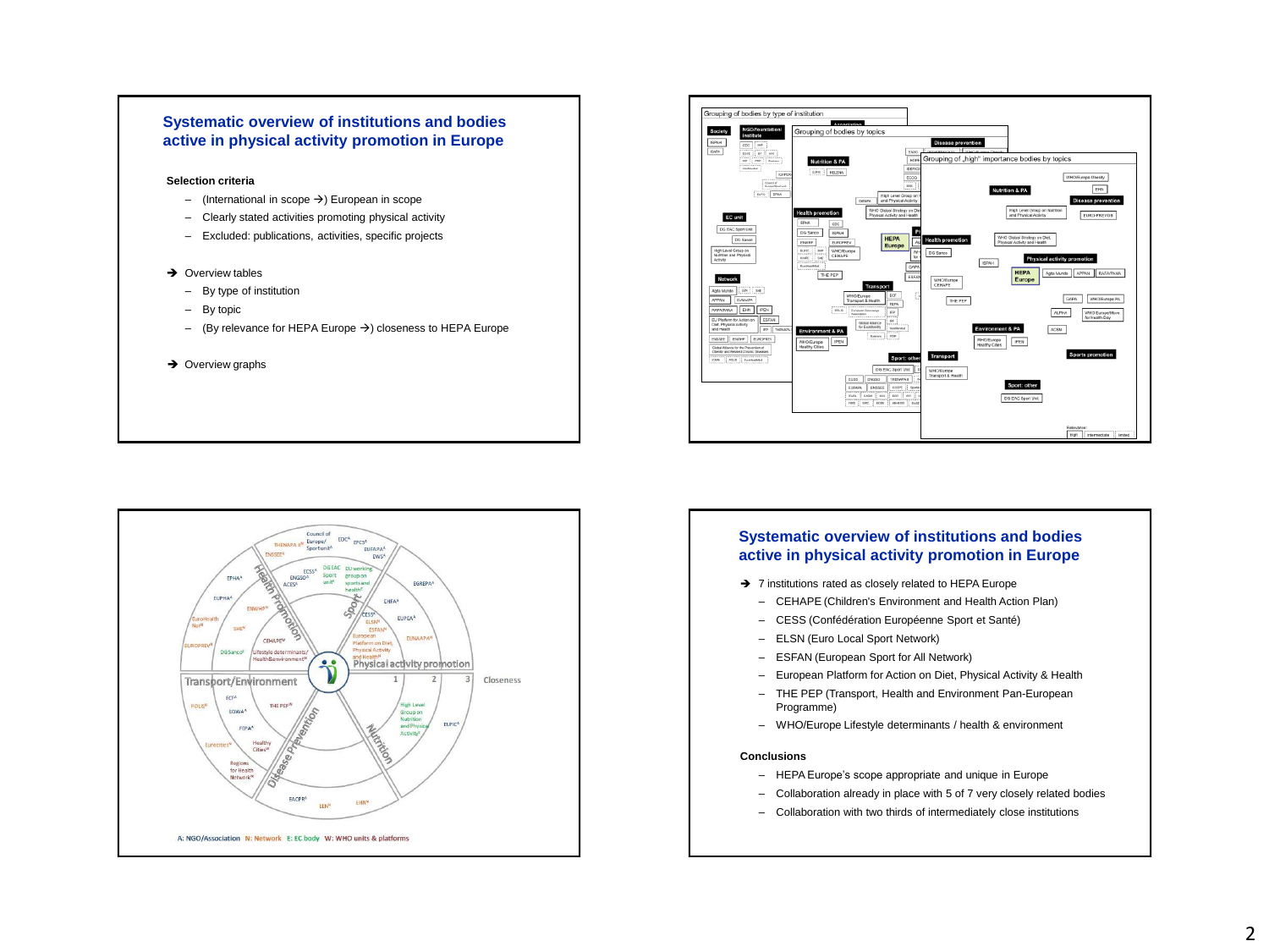## Systematic overview of institutions and bodies active in physical activity promotion in Europe

**Selection criteria**

- (International in scope ➔) European in scope
- Clearly stated activities promoting physical activity
- Excluded: publications, activities, specific projects

➔ Overview tables

- By type of institution
- By topic
- (By relevance for HEPA Europe ➔) closeness to HEPA Europe

➔ Overview graphs

Grouping of bodies by type of institution

Grouping of bodies by topics

Grouping of „high" importance bodies by topics

Health Promotion

Sport

Physical activity promotion

Transport/Environment

Disease Prevention

Nutrition

1 2 3 Closeness

A: NGO/Association N: Network E: EC body W: WHO units & platforms

## Systematic overview of institutions and bodies active in physical activity promotion in Europe

➔ 7 institutions rated as closely related to HEPA Europe

- CEHAPE (Children's Environment and Health Action Plan)
- CESS (Confédération Européenne Sport et Santé)
- ELSN (Euro Local Sport Network)
- ESFAN (European Sport for All Network)
- European Platform for Action on Diet, Physical Activity & Health
- THE PEP (Transport, Health and Environment Pan-European Programme)
- WHO/Europe Lifestyle determinants / health & environment

**Conclusions**

- HEPA Europe's scope appropriate and unique in Europe
- Collaboration already in place with 5 of 7 very closely related bodies
- Collaboration with two thirds of intermediately close institutions